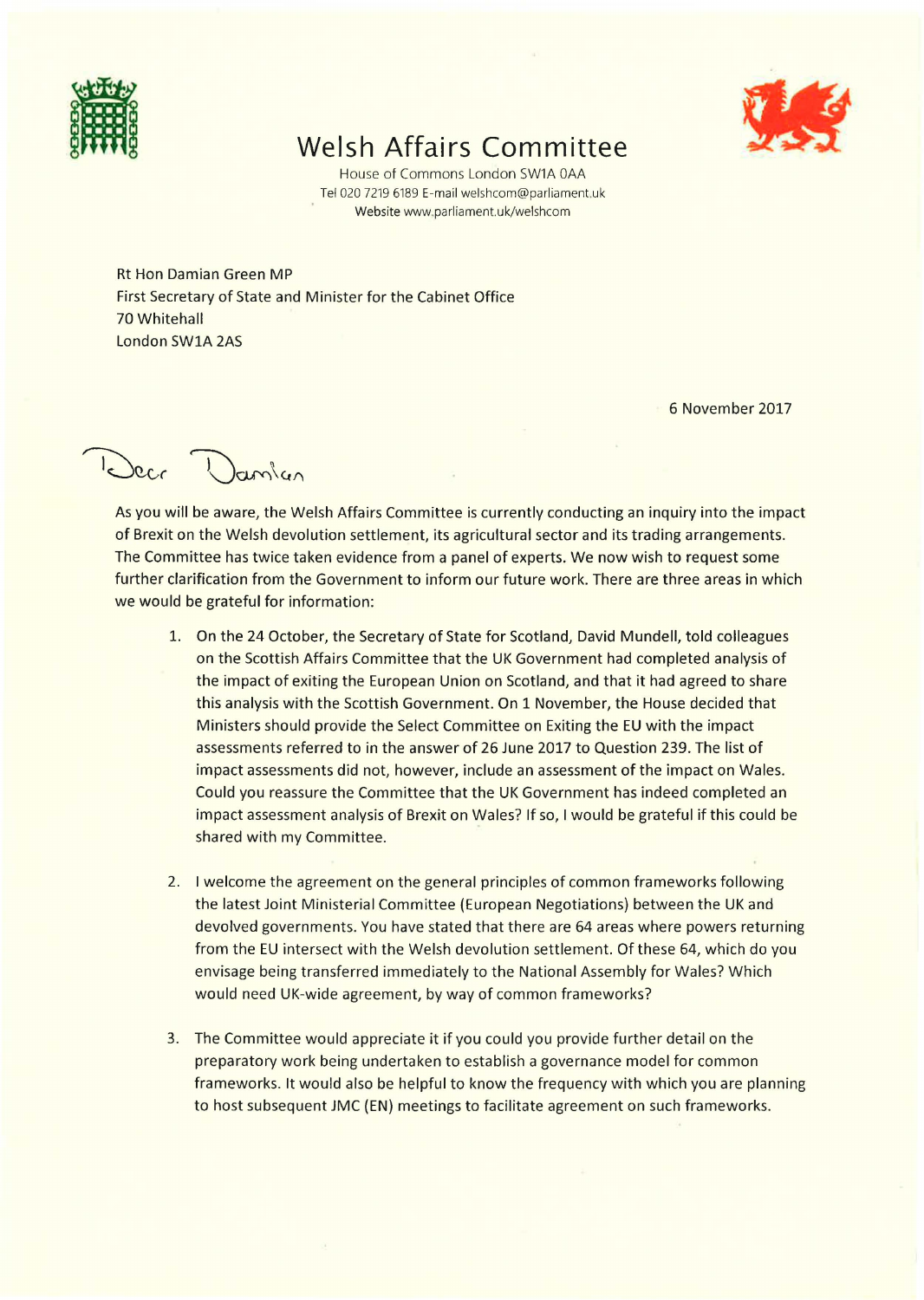# Welsh Affairs Committee

House of Commons London SW1A 0AA
Tel 020 7219 6189 E-mail welshcom@parliament.uk
Website www.parliament.uk/welshcom

Rt Hon Damian Green MP
First Secretary of State and Minister for the Cabinet Office
70 Whitehall
London SW1A 2AS

6 November 2017

Dear Damian

As you will be aware, the Welsh Affairs Committee is currently conducting an inquiry into the impact of Brexit on the Welsh devolution settlement, its agricultural sector and its trading arrangements. The Committee has twice taken evidence from a panel of experts. We now wish to request some further clarification from the Government to inform our future work. There are three areas in which we would be grateful for information:

1. On the 24 October, the Secretary of State for Scotland, David Mundell, told colleagues on the Scottish Affairs Committee that the UK Government had completed analysis of the impact of exiting the European Union on Scotland, and that it had agreed to share this analysis with the Scottish Government. On 1 November, the House decided that Ministers should provide the Select Committee on Exiting the EU with the impact assessments referred to in the answer of 26 June 2017 to Question 239. The list of impact assessments did not, however, include an assessment of the impact on Wales. Could you reassure the Committee that the UK Government has indeed completed an impact assessment analysis of Brexit on Wales? If so, I would be grateful if this could be shared with my Committee.

2. I welcome the agreement on the general principles of common frameworks following the latest Joint Ministerial Committee (European Negotiations) between the UK and devolved governments. You have stated that there are 64 areas where powers returning from the EU intersect with the Welsh devolution settlement. Of these 64, which do you envisage being transferred immediately to the National Assembly for Wales? Which would need UK-wide agreement, by way of common frameworks?

3. The Committee would appreciate it if you could you provide further detail on the preparatory work being undertaken to establish a governance model for common frameworks. It would also be helpful to know the frequency with which you are planning to host subsequent JMC (EN) meetings to facilitate agreement on such frameworks.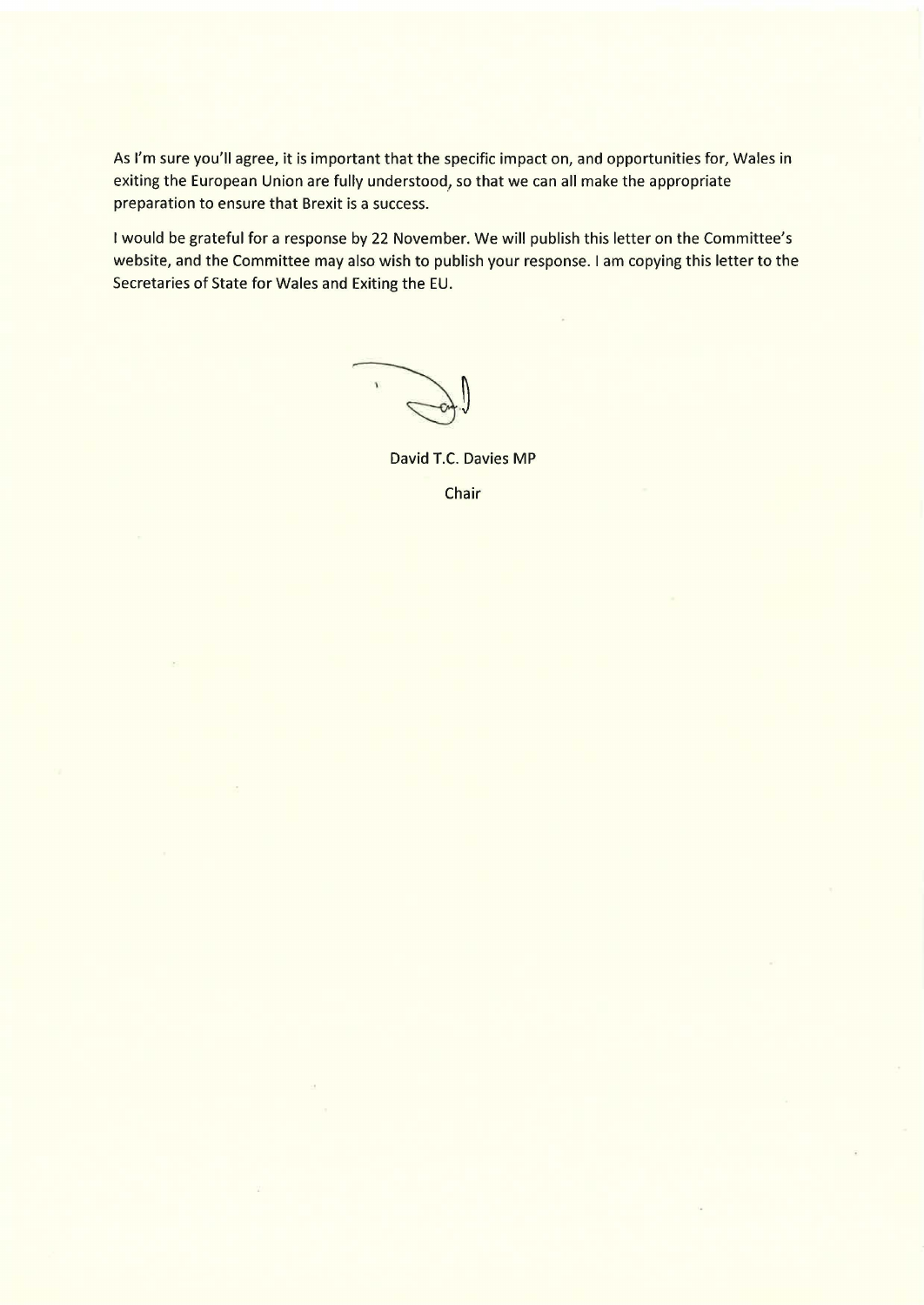As I'm sure you'll agree, it is important that the specific impact on, and opportunities for, Wales in exiting the European Union are fully understood, so that we can all make the appropriate preparation to ensure that Brexit is a success.

I would be grateful for a response by 22 November. We will publish this letter on the Committee's website, and the Committee may also wish to publish your response. I am copying this letter to the Secretaries of State for Wales and Exiting the EU.

David T.C. Davies MP

Chair